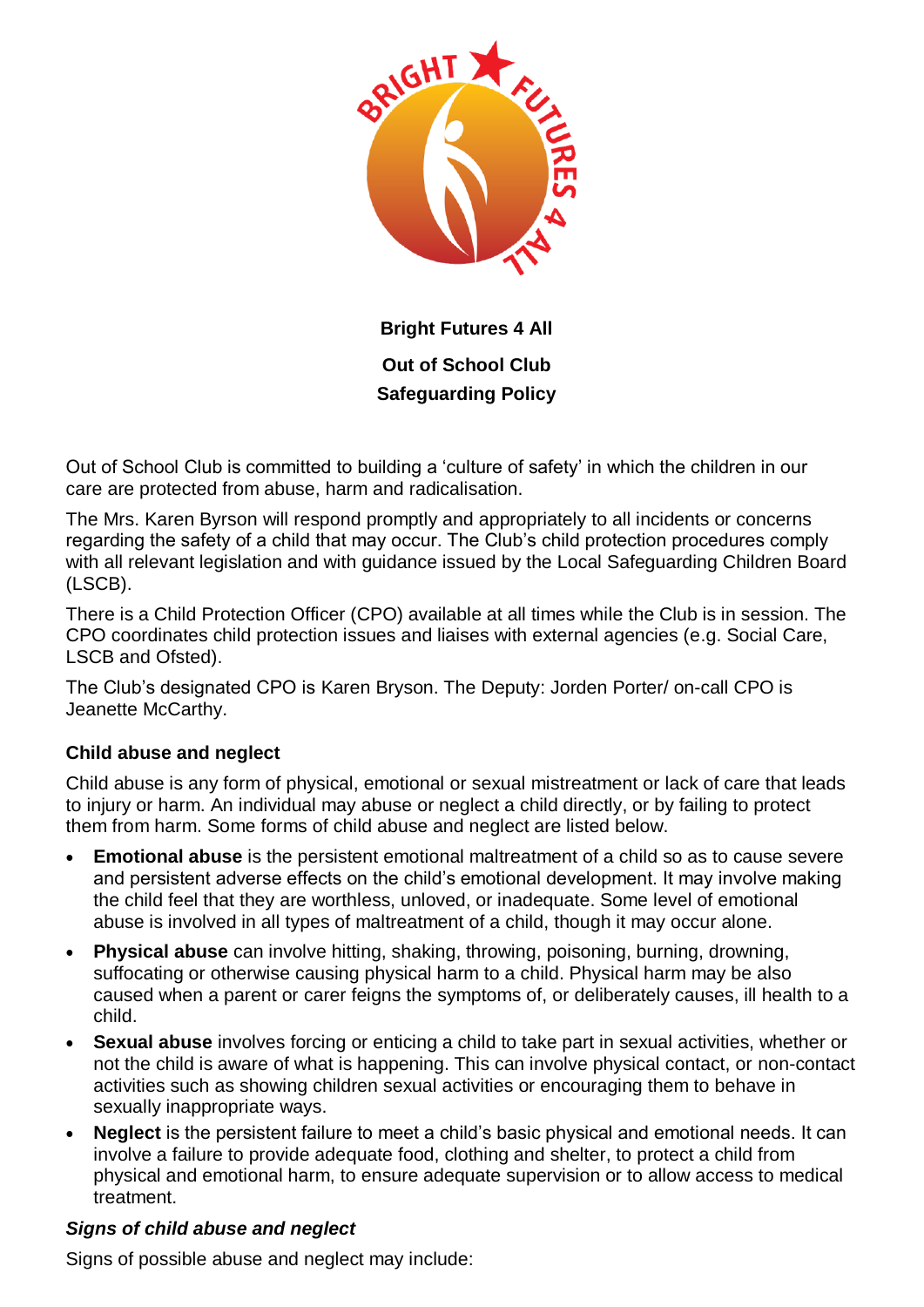**Bright Futures 4 All**

**Out of School Club**

**Safeguarding Policy**

Out of School Club is committed to building a 'culture of safety' in which the children in our care are protected from abuse, harm and radicalisation.

The Mrs. Karen Byrson will respond promptly and appropriately to all incidents or concerns regarding the safety of a child that may occur. The Club's child protection procedures comply with all relevant legislation and with guidance issued by the Local Safeguarding Children Board (LSCB).

There is a Child Protection Officer (CPO) available at all times while the Club is in session. The CPO coordinates child protection issues and liaises with external agencies (e.g. Social Care, LSCB and Ofsted).

The Club's designated CPO is Karen Bryson. The Deputy: Jorden Porter/ on-call CPO is Jeanette McCarthy.

### Child abuse and neglect

Child abuse is any form of physical, emotional or sexual mistreatment or lack of care that leads to injury or harm. An individual may abuse or neglect a child directly, or by failing to protect them from harm. Some forms of child abuse and neglect are listed below.

- **Emotional abuse** is the persistent emotional maltreatment of a child so as to cause severe and persistent adverse effects on the child's emotional development. It may involve making the child feel that they are worthless, unloved, or inadequate. Some level of emotional abuse is involved in all types of maltreatment of a child, though it may occur alone.
- **Physical abuse** can involve hitting, shaking, throwing, poisoning, burning, drowning, suffocating or otherwise causing physical harm to a child. Physical harm may be also caused when a parent or carer feigns the symptoms of, or deliberately causes, ill health to a child.
- **Sexual abuse** involves forcing or enticing a child to take part in sexual activities, whether or not the child is aware of what is happening. This can involve physical contact, or non-contact activities such as showing children sexual activities or encouraging them to behave in sexually inappropriate ways.
- **Neglect** is the persistent failure to meet a child's basic physical and emotional needs. It can involve a failure to provide adequate food, clothing and shelter, to protect a child from physical and emotional harm, to ensure adequate supervision or to allow access to medical treatment.

#### *Signs of child abuse and neglect*

Signs of possible abuse and neglect may include: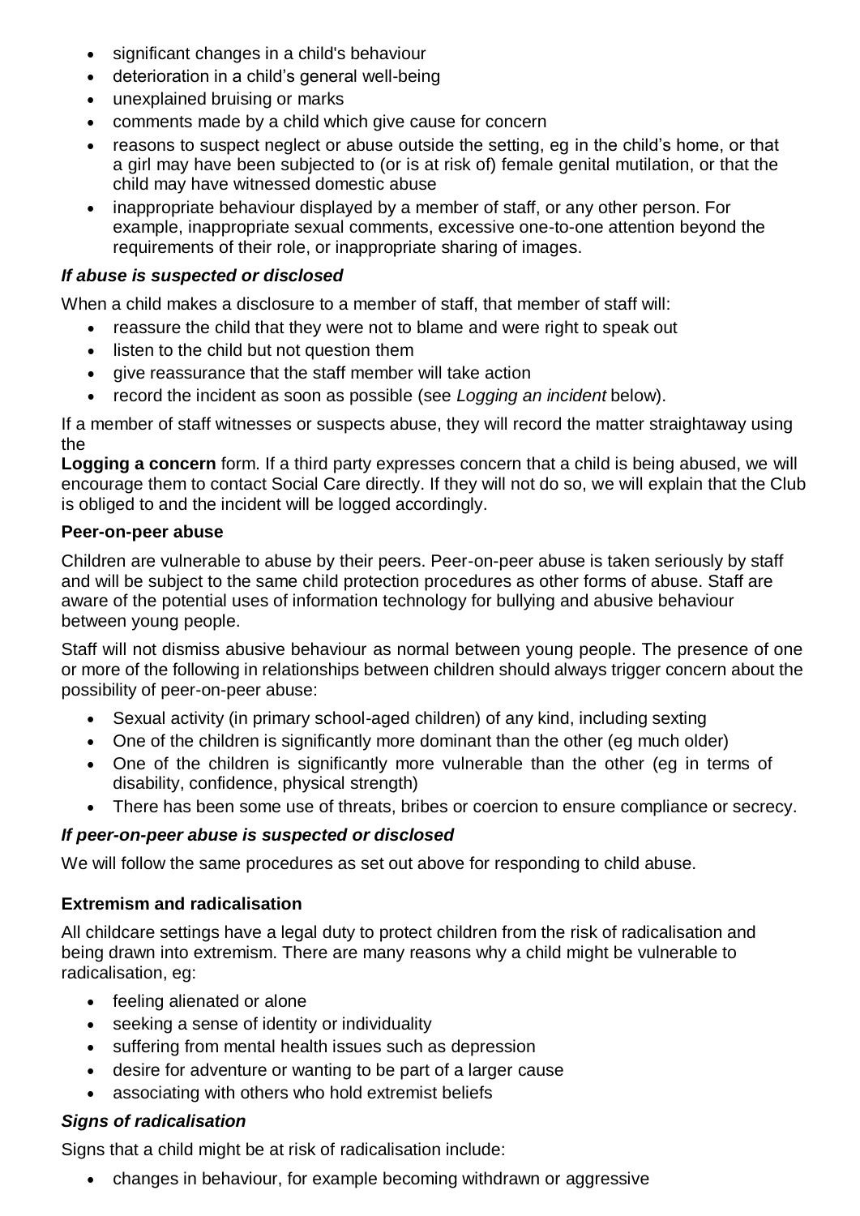- significant changes in a child's behaviour
- deterioration in a child's general well-being
- unexplained bruising or marks
- comments made by a child which give cause for concern
- reasons to suspect neglect or abuse outside the setting, eg in the child's home, or that a girl may have been subjected to (or is at risk of) female genital mutilation, or that the child may have witnessed domestic abuse
- inappropriate behaviour displayed by a member of staff, or any other person. For example, inappropriate sexual comments, excessive one-to-one attention beyond the requirements of their role, or inappropriate sharing of images.

### *If abuse is suspected or disclosed*

When a child makes a disclosure to a member of staff, that member of staff will:

- reassure the child that they were not to blame and were right to speak out
- listen to the child but not question them
- give reassurance that the staff member will take action
- record the incident as soon as possible (see *Logging an incident* below).

If a member of staff witnesses or suspects abuse, they will record the matter straightaway using the
**Logging a concern** form. If a third party expresses concern that a child is being abused, we will encourage them to contact Social Care directly. If they will not do so, we will explain that the Club is obliged to and the incident will be logged accordingly.

### **Peer-on-peer abuse**

Children are vulnerable to abuse by their peers. Peer-on-peer abuse is taken seriously by staff and will be subject to the same child protection procedures as other forms of abuse. Staff are aware of the potential uses of information technology for bullying and abusive behaviour between young people.

Staff will not dismiss abusive behaviour as normal between young people. The presence of one or more of the following in relationships between children should always trigger concern about the possibility of peer-on-peer abuse:

- Sexual activity (in primary school-aged children) of any kind, including sexting
- One of the children is significantly more dominant than the other (eg much older)
- One of the children is significantly more vulnerable than the other (eg in terms of disability, confidence, physical strength)
- There has been some use of threats, bribes or coercion to ensure compliance or secrecy.

### *If peer-on-peer abuse is suspected or disclosed*

We will follow the same procedures as set out above for responding to child abuse.

### **Extremism and radicalisation**

All childcare settings have a legal duty to protect children from the risk of radicalisation and being drawn into extremism. There are many reasons why a child might be vulnerable to radicalisation, eg:

- feeling alienated or alone
- seeking a sense of identity or individuality
- suffering from mental health issues such as depression
- desire for adventure or wanting to be part of a larger cause
- associating with others who hold extremist beliefs

### *Signs of radicalisation*

Signs that a child might be at risk of radicalisation include:

- changes in behaviour, for example becoming withdrawn or aggressive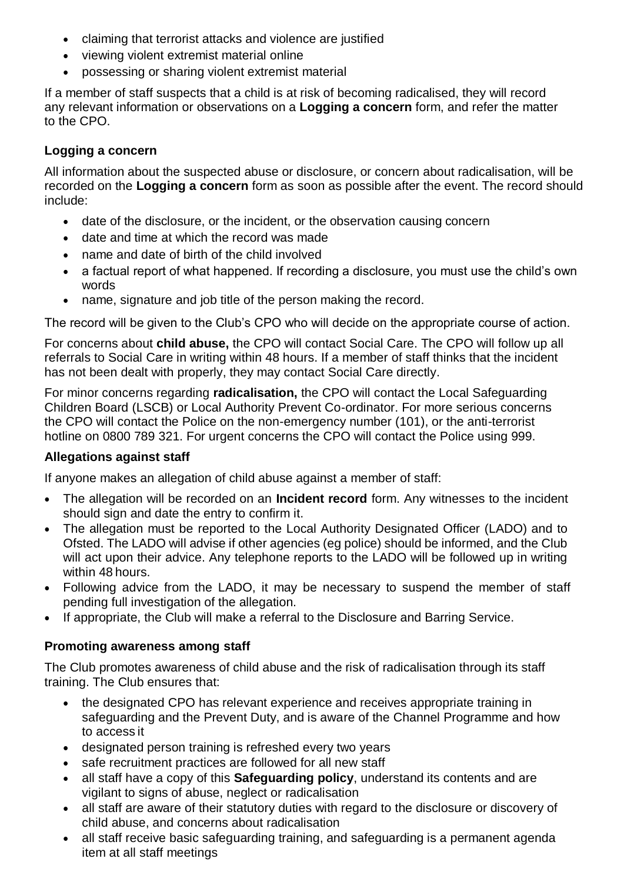- claiming that terrorist attacks and violence are justified
- viewing violent extremist material online
- possessing or sharing violent extremist material

If a member of staff suspects that a child is at risk of becoming radicalised, they will record any relevant information or observations on a **Logging a concern** form, and refer the matter to the CPO.

### Logging a concern

All information about the suspected abuse or disclosure, or concern about radicalisation, will be recorded on the **Logging a concern** form as soon as possible after the event. The record should include:

- date of the disclosure, or the incident, or the observation causing concern
- date and time at which the record was made
- name and date of birth of the child involved
- a factual report of what happened. If recording a disclosure, you must use the child's own words
- name, signature and job title of the person making the record.

The record will be given to the Club's CPO who will decide on the appropriate course of action.

For concerns about **child abuse,** the CPO will contact Social Care. The CPO will follow up all referrals to Social Care in writing within 48 hours. If a member of staff thinks that the incident has not been dealt with properly, they may contact Social Care directly.

For minor concerns regarding **radicalisation,** the CPO will contact the Local Safeguarding Children Board (LSCB) or Local Authority Prevent Co-ordinator. For more serious concerns the CPO will contact the Police on the non-emergency number (101), or the anti-terrorist hotline on 0800 789 321. For urgent concerns the CPO will contact the Police using 999.

### Allegations against staff

If anyone makes an allegation of child abuse against a member of staff:

- The allegation will be recorded on an **Incident record** form. Any witnesses to the incident should sign and date the entry to confirm it.
- The allegation must be reported to the Local Authority Designated Officer (LADO) and to Ofsted. The LADO will advise if other agencies (eg police) should be informed, and the Club will act upon their advice. Any telephone reports to the LADO will be followed up in writing within 48 hours.
- Following advice from the LADO, it may be necessary to suspend the member of staff pending full investigation of the allegation.
- If appropriate, the Club will make a referral to the Disclosure and Barring Service.

### Promoting awareness among staff

The Club promotes awareness of child abuse and the risk of radicalisation through its staff training. The Club ensures that:

- the designated CPO has relevant experience and receives appropriate training in safeguarding and the Prevent Duty, and is aware of the Channel Programme and how to access it
- designated person training is refreshed every two years
- safe recruitment practices are followed for all new staff
- all staff have a copy of this **Safeguarding policy**, understand its contents and are vigilant to signs of abuse, neglect or radicalisation
- all staff are aware of their statutory duties with regard to the disclosure or discovery of child abuse, and concerns about radicalisation
- all staff receive basic safeguarding training, and safeguarding is a permanent agenda item at all staff meetings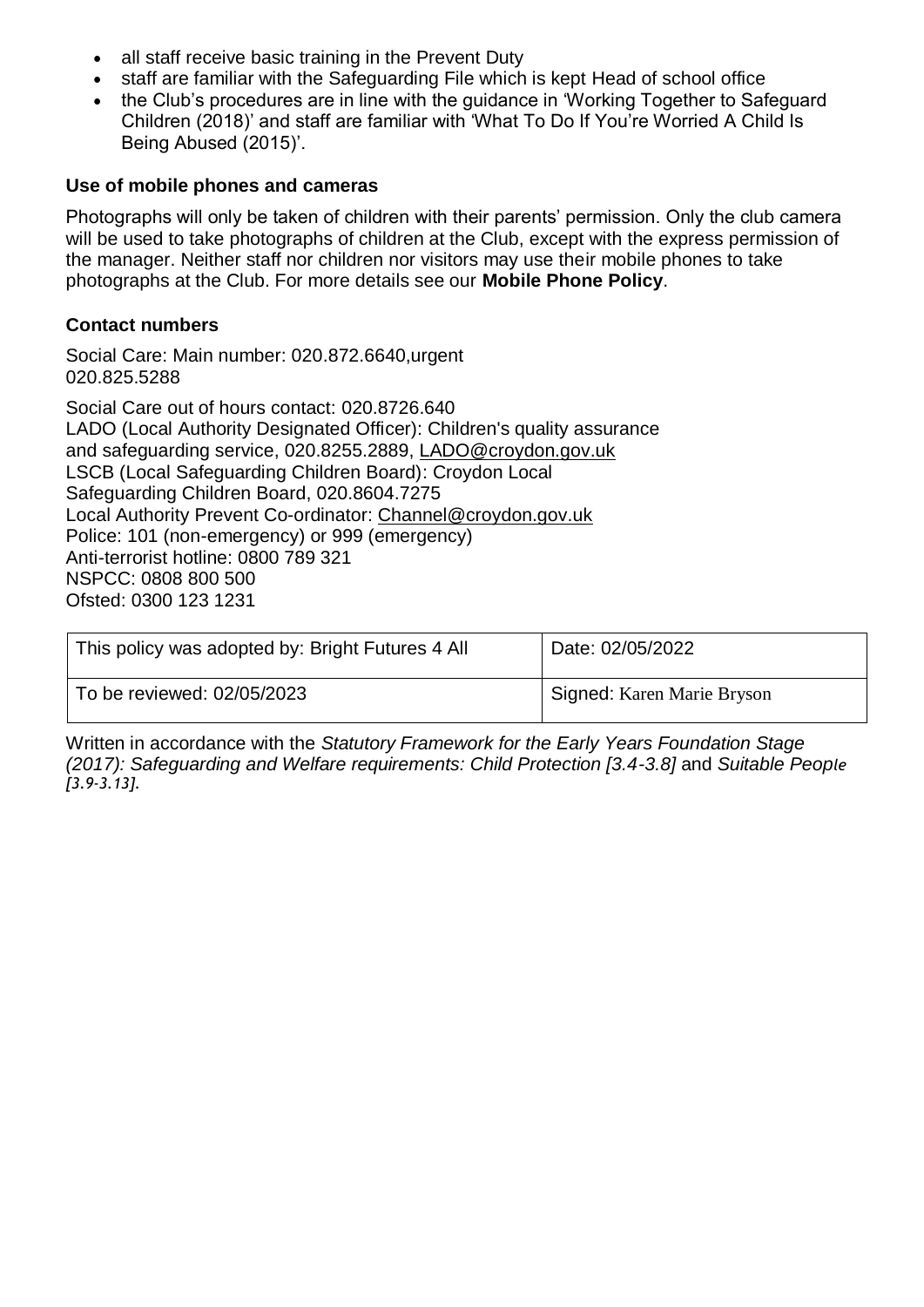- all staff receive basic training in the Prevent Duty
- staff are familiar with the Safeguarding File which is kept Head of school office
- the Club's procedures are in line with the guidance in 'Working Together to Safeguard Children (2018)' and staff are familiar with 'What To Do If You're Worried A Child Is Being Abused (2015)'.

### Use of mobile phones and cameras

Photographs will only be taken of children with their parents' permission. Only the club camera will be used to take photographs of children at the Club, except with the express permission of the manager. Neither staff nor children nor visitors may use their mobile phones to take photographs at the Club. For more details see our **Mobile Phone Policy**.

### Contact numbers

Social Care: Main number: 020.872.6640,urgent 020.825.5288

Social Care out of hours contact: 020.8726.640
LADO (Local Authority Designated Officer): Children's quality assurance and safeguarding service, 020.8255.2889, LADO@croydon.gov.uk
LSCB (Local Safeguarding Children Board): Croydon Local Safeguarding Children Board, 020.8604.7275
Local Authority Prevent Co-ordinator: Channel@croydon.gov.uk
Police: 101 (non-emergency) or 999 (emergency)
Anti-terrorist hotline: 0800 789 321
NSPCC: 0808 800 500
Ofsted: 0300 123 1231

| | |
|---|---|
| This policy was adopted by: Bright Futures 4 All | Date: 02/05/2022 |
| To be reviewed: 02/05/2023 | Signed: Karen Marie Bryson |

Written in accordance with the *Statutory Framework for the Early Years Foundation Stage (2017): Safeguarding and Welfare requirements: Child Protection [3.4-3.8]* and *Suitable People [3.9-3.13]*.